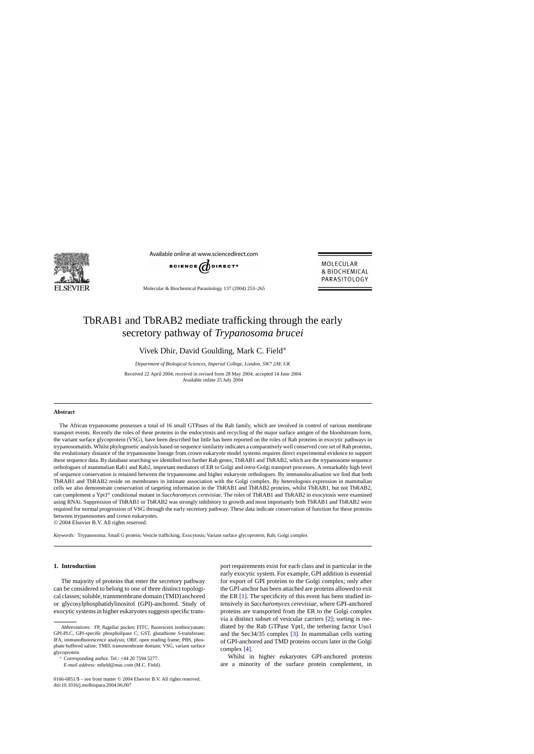# TbRAB1 and TbRAB2 mediate trafficking through the early secretory pathway of *Trypanosoma brucei*

Vivek Dhir, David Goulding, Mark C. Field*

*Department of Biological Sciences, Imperial College, London, SW7 2AY, UK*

Received 22 April 2004; received in revised form 28 May 2004; accepted 14 June 2004
Available online 25 July 2004

## Abstract

The African trypanosome possesses a total of 16 small GTPases of the Rab family, which are involved in control of various membrane transport events. Recently the roles of these proteins in the endocytosis and recycling of the major surface antigen of the bloodstream form, the variant surface glycoprotein (VSG), have been described but little has been reported on the roles of Rab proteins in exocytic pathways in trypanosomatids. Whilst phylogenetic analysis based on sequence similarity indicates a comparatively well conserved core set of Rab proteins, the evolutionary distance of the trypanosome lineage from crown eukaryote model systems requires direct experimental evidence to support these sequence data. By database searching we identified two further Rab genes, TbRAB1 and TbRAB2, which are the trypanosome sequence orthologues of mammalian Rab1 and Rab2, important mediators of ER to Golgi and *intra*-Golgi transport processes. A remarkably high level of sequence conservation is retained between the trypanosome and higher eukaryote orthologues. By immunolocalisation we find that both TbRAB1 and TbRAB2 reside on membranes in intimate association with the Golgi complex. By heterologous expression in mammalian cells we also demonstrate conservation of targeting information in the TbRAB1 and TbRAB2 proteins, whilst TbRAB1, but not TbRAB2, can complement a Ypt1[ts] conditional mutant in *Saccharomyces cerevisiae*. The roles of TbRAB1 and TbRAB2 in exocytosis were examined using RNAi. Suppression of TbRAB1 or TbRAB2 was strongly inhibitory to growth and most importantly both TbRAB1 and TbRAB2 were required for normal progression of VSG through the early secretory pathway. These data indicate conservation of function for these proteins between trypanosomes and crown eukaryotes.

© 2004 Elsevier B.V. All rights reserved.

*Keywords:* Trypanosoma; Small G protein; Vesicle trafficking; Exocytosis; Variant surface glycoprotein; Rab; Golgi complex

## 1. Introduction

The majority of proteins that enter the secretory pathway can be considered to belong to one of three distinct topological classes; soluble, transmembrane domain (TMD) anchored or glycosylphosphatidylinositol (GPI)-anchored. Study of exocytic systems in higher eukaryotes suggests specific transport requirements exist for each class and in particular in the early exocytic system. For example, GPI addition is essential for export of GPI proteins to the Golgi complex; only after the GPI-anchor has been attached are proteins allowed to exit the ER [1]. The specificity of this event has been studied intensively in *Saccharomyces cerevisiae*, where GPI-anchored proteins are transported from the ER to the Golgi complex via a distinct subset of vesicular carriers [2]; sorting is mediated by the Rab GTPase Ypt1, the tethering factor Uso1 and the Sec34/35 complex [3]. In mammalian cells sorting of GPI-anchored and TMD proteins occurs later in the Golgi complex [4].

Whilst in higher eukaryotes GPI-anchored proteins are a minority of the surface protein complement, in

---

*Abbreviations:* FP, flagellar pocket; FITC, fluorescein isothiocyanate; GPI-PLC, GPI-specific phospholipase C; GST, glutathione *S*-transferase; IFA, immunofluorescence analysis; ORF, open reading frame; PBS, phosphate buffered saline; TMD, transmembrane domain; VSG, variant surface glycoprotein

* Corresponding author. Tel.: +44 20 7594 5277.
*E-mail address:* mfield@mac.com (M.C. Field).

0166-6851/$ – see front matter © 2004 Elsevier B.V. All rights reserved.
doi:10.1016/j.molbiopara.2004.06.007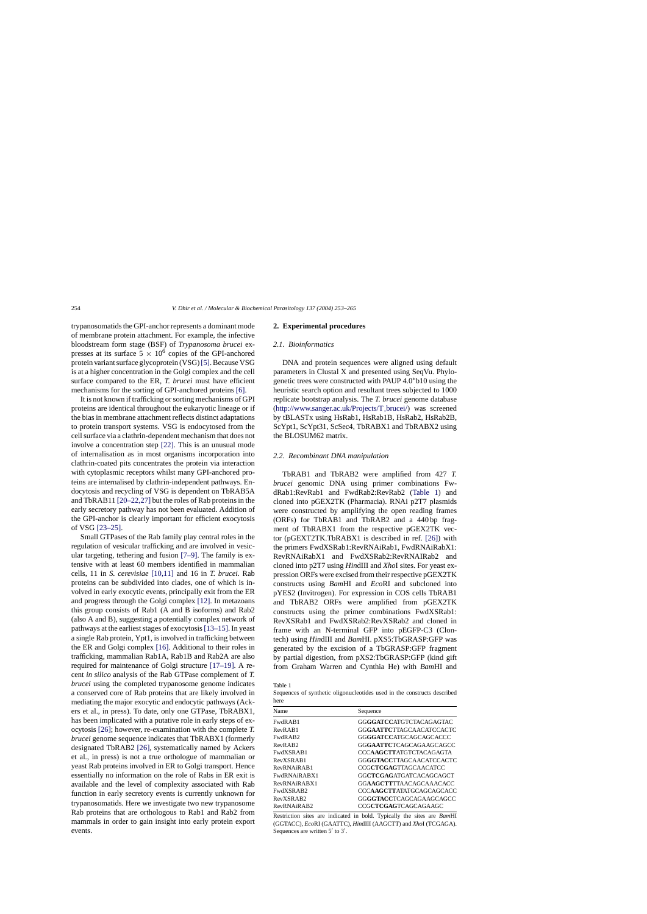trypanosomatids the GPI-anchor represents a dominant mode of membrane protein attachment. For example, the infective bloodstream form stage (BSF) of *Trypanosoma brucei* expresses at its surface $5 \times 10^6$ copies of the GPI-anchored protein variant surface glycoprotein (VSG) [5]. Because VSG is at a higher concentration in the Golgi complex and the cell surface compared to the ER, *T. brucei* must have efficient mechanisms for the sorting of GPI-anchored proteins [6].

It is not known if trafficking or sorting mechanisms of GPI proteins are identical throughout the eukaryotic lineage or if the bias in membrane attachment reflects distinct adaptations to protein transport systems. VSG is endocytosed from the cell surface via a clathrin-dependent mechanism that does not involve a concentration step [22]. This is an unusual mode of internalisation as in most organisms incorporation into clathrin-coated pits concentrates the protein via interaction with cytoplasmic receptors whilst many GPI-anchored proteins are internalised by clathrin-independent pathways. Endocytosis and recycling of VSG is dependent on TbRAB5A and TbRAB11 [20–22,27] but the roles of Rab proteins in the early secretory pathway has not been evaluated. Addition of the GPI-anchor is clearly important for efficient exocytosis of VSG [23–25].

Small GTPases of the Rab family play central roles in the regulation of vesicular trafficking and are involved in vesicular targeting, tethering and fusion [7–9]. The family is extensive with at least 60 members identified in mammalian cells, 11 in *S. cerevisiae* [10,11] and 16 in *T. brucei*. Rab proteins can be subdivided into clades, one of which is involved in early exocytic events, principally exit from the ER and progress through the Golgi complex [12]. In metazoans this group consists of Rab1 (A and B isoforms) and Rab2 (also A and B), suggesting a potentially complex network of pathways at the earliest stages of exocytosis [13–15]. In yeast a single Rab protein, Ypt1, is involved in trafficking between the ER and Golgi complex [16]. Additional to their roles in trafficking, mammalian Rab1A, Rab1B and Rab2A are also required for maintenance of Golgi structure [17–19]. A recent *in silico* analysis of the Rab GTPase complement of *T. brucei* using the completed trypanosome genome indicates a conserved core of Rab proteins that are likely involved in mediating the major exocytic and endocytic pathways (Ackers et al., in press). To date, only one GTPase, TbRABX1, has been implicated with a putative role in early steps of exocytosis [26]; however, re-examination with the complete *T. brucei* genome sequence indicates that TbRABX1 (formerly designated TbRAB2 [26], systematically named by Ackers et al., in press) is not a true orthologue of mammalian or yeast Rab proteins involved in ER to Golgi transport. Hence essentially no information on the role of Rabs in ER exit is available and the level of complexity associated with Rab function in early secretory events is currently unknown for trypanosomatids. Here we investigate two new trypanosome Rab proteins that are orthologous to Rab1 and Rab2 from mammals in order to gain insight into early protein export events.

## 2. Experimental procedures

### 2.1. Bioinformatics

DNA and protein sequences were aligned using default parameters in Clustal X and presented using SeqVu. Phylogenetic trees were constructed with PAUP 4.0*b10 using the heuristic search option and resultant trees subjected to 1000 replicate bootstrap analysis. The *T. brucei* genome database (http://www.sanger.ac.uk/Projects/T_brucei/) was screened by tBLASTx using HsRab1, HsRab1B, HsRab2, HsRab2B, ScYpt1, ScYpt31, ScSec4, TbRABX1 and TbRABX2 using the BLOSUM62 matrix.

### 2.2. Recombinant DNA manipulation

TbRAB1 and TbRAB2 were amplified from 427 *T. brucei* genomic DNA using primer combinations FwdRab1:RevRab1 and FwdRab2:RevRab2 (Table 1) and cloned into pGEX2TK (Pharmacia). RNAi p2T7 plasmids were constructed by amplifying the open reading frames (ORFs) for TbRAB1 and TbRAB2 and a 440 bp fragment of TbRABX1 from the respective pGEX2TK vector (pGEXT2TK.TbRABX1 is described in ref. [26]) with the primers FwdXSRab1:RevRNAiRab1, FwdRNAiRabX1:RevRNAiRabX1 and FwdXSRab2:RevRNAIRab2 and cloned into p2T7 using *Hin*dIII and *Xho*I sites. For yeast expression ORFs were excised from their respective pGEX2TK constructs using *Bam*HI and *Eco*RI and subcloned into pYES2 (Invitrogen). For expression in COS cells TbRAB1 and TbRAB2 ORFs were amplified from pGEX2TK constructs using the primer combinations FwdXSRab1: RevXSRab1 and FwdXSRab2:RevXSRab2 and cloned in frame with an N-terminal GFP into pEGFP-C3 (Clontech) using *Hin*dIII and *Bam*HI. pXS5:TbGRASP:GFP was generated by the excision of a TbGRASP:GFP fragment by partial digestion, from pXS2:TbGRASP:GFP (kind gift from Graham Warren and Cynthia He) with *Bam*HI and

Table 1
Sequences of synthetic oligonucleotides used in the constructs described here

| Name | Sequence |
|---|---|
| FwdRAB1 | GG**GGATCC**ATGTCTACAGAGTAC |
| RevRAB1 | GG**GAATTC**TTAGCAACATCCACTC |
| FwdRAB2 | GG**GGATCC**ATGCAGCAGCACCC |
| RevRAB2 | GG**GAATTC**TCAGCAGAAGCAGCC |
| FwdXSRAB1 | CCC**AAGCTT**ATGTCTACAGAGTA |
| RevXSRAB1 | GG**GGTACC**TTAGCAACATCCACTC |
| RevRNAiRAB1 | CCG**CTCGAG**TTAGCAACATCC |
| FwdRNAiRABX1 | GG**CTCGAG**ATGATCACAGCAGCT |
| RevRNAiRABX1 | GG**AAGCTT**TTAACAGCAAACACC |
| FwdXSRAB2 | CCC**AAGCTT**ATATGCAGCAGCACC |
| RevXSRAB2 | GG**GGTACC**TCAGCAGAAGCAGCC |
| RevRNAiRAB2 | CCG**CTCGAG**TCAGCAGAAGC |

Restriction sites are indicated in bold. Typically the sites are *Bam*HI (GGTACC), *Eco*RI (GAATTC), *Hin*dIII (AAGCTT) and *Xho*I (TCGAGA). Sequences are written 5′ to 3′.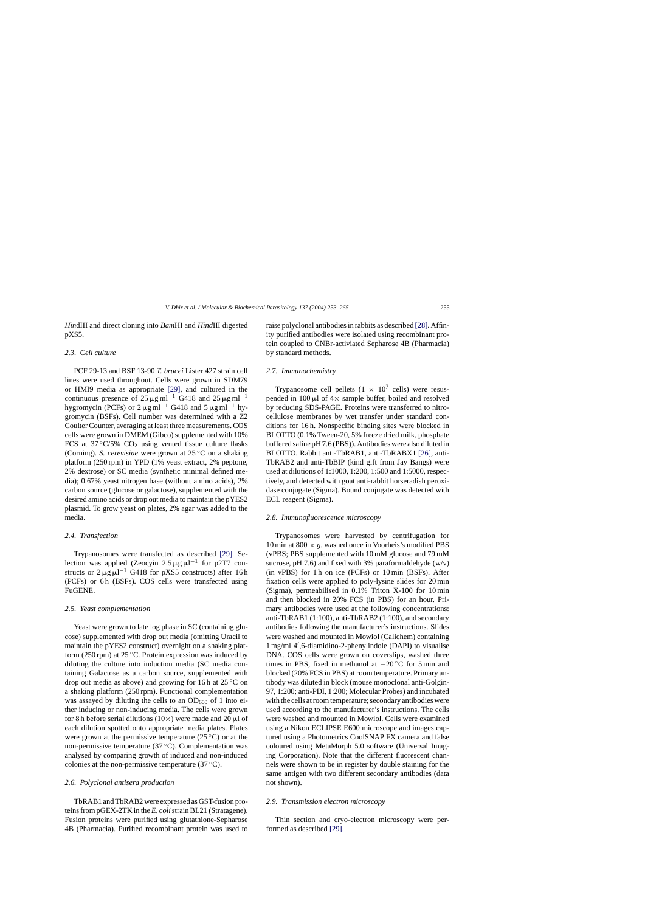*Hind*III and direct cloning into *Bam*HI and *Hind*III digested pXS5.

### 2.3. Cell culture

PCF 29-13 and BSF 13-90 *T. brucei* Lister 427 strain cell lines were used throughout. Cells were grown in SDM79 or HMI9 media as appropriate [29], and cultured in the continuous presence of $25\,\mu g\,ml^{-1}$ G418 and $25\,\mu g\,ml^{-1}$ hygromycin (PCFs) or $2\,\mu g\,ml^{-1}$ G418 and $5\,\mu g\,ml^{-1}$ hygromycin (BSFs). Cell number was determined with a Z2 Coulter Counter, averaging at least three measurements. COS cells were grown in DMEM (Gibco) supplemented with 10% FCS at 37 °C/5% $CO_2$ using vented tissue culture flasks (Corning). *S. cerevisiae* were grown at 25 °C on a shaking platform (250 rpm) in YPD (1% yeast extract, 2% peptone, 2% dextrose) or SC media (synthetic minimal defined media); 0.67% yeast nitrogen base (without amino acids), 2% carbon source (glucose or galactose), supplemented with the desired amino acids or drop out media to maintain the pYES2 plasmid. To grow yeast on plates, 2% agar was added to the media.

### 2.4. Transfection

Trypanosomes were transfected as described [29]. Selection was applied (Zeocyin $2.5\,\mu g\,\mu l^{-1}$ for p2T7 constructs or $2\,\mu g\,\mu l^{-1}$ G418 for pXS5 constructs) after 16 h (PCFs) or 6 h (BSFs). COS cells were transfected using FuGENE.

### 2.5. Yeast complementation

Yeast were grown to late log phase in SC (containing glucose) supplemented with drop out media (omitting Uracil to maintain the pYES2 construct) overnight on a shaking platform (250 rpm) at 25 °C. Protein expression was induced by diluting the culture into induction media (SC media containing Galactose as a carbon source, supplemented with drop out media as above) and growing for 16 h at 25 °C on a shaking platform (250 rpm). Functional complementation was assayed by diluting the cells to an $OD_{600}$ of 1 into either inducing or non-inducing media. The cells were grown for 8 h before serial dilutions (10×) were made and 20 μl of each dilution spotted onto appropriate media plates. Plates were grown at the permissive temperature (25 °C) or at the non-permissive temperature (37 °C). Complementation was analysed by comparing growth of induced and non-induced colonies at the non-permissive temperature (37 °C).

### 2.6. Polyclonal antisera production

TbRAB1 and TbRAB2 were expressed as GST-fusion proteins from pGEX-2TK in the *E. coli* strain BL21 (Stratagene). Fusion proteins were purified using glutathione-Sepharose 4B (Pharmacia). Purified recombinant protein was used to raise polyclonal antibodies in rabbits as described [28]. Affinity purified antibodies were isolated using recombinant protein coupled to CNBr-activiated Sepharose 4B (Pharmacia) by standard methods.

### 2.7. Immunochemistry

Trypanosome cell pellets ($1 \times 10^7$ cells) were resuspended in 100 μl of 4× sample buffer, boiled and resolved by reducing SDS-PAGE. Proteins were transferred to nitrocellulose membranes by wet transfer under standard conditions for 16 h. Nonspecific binding sites were blocked in BLOTTO (0.1% Tween-20, 5% freeze dried milk, phosphate buffered saline pH 7.6 (PBS)). Antibodies were also diluted in BLOTTO. Rabbit anti-TbRAB1, anti-TbRABX1 [26], anti-TbRAB2 and anti-TbBIP (kind gift from Jay Bangs) were used at dilutions of 1:1000, 1:200, 1:500 and 1:5000, respectively, and detected with goat anti-rabbit horseradish peroxidase conjugate (Sigma). Bound conjugate was detected with ECL reagent (Sigma).

### 2.8. Immunofluorescence microscopy

Trypanosomes were harvested by centrifugation for 10 min at 800 × *g*, washed once in Voorheis's modified PBS (vPBS; PBS supplemented with 10 mM glucose and 79 mM sucrose, pH 7.6) and fixed with 3% paraformaldehyde (w/v) (in vPBS) for 1 h on ice (PCFs) or 10 min (BSFs). After fixation cells were applied to poly-lysine slides for 20 min (Sigma), permeabilised in 0.1% Triton X-100 for 10 min and then blocked in 20% FCS (in PBS) for an hour. Primary antibodies were used at the following concentrations: anti-TbRAB1 (1:100), anti-TbRAB2 (1:100), and secondary antibodies following the manufacturer's instructions. Slides were washed and mounted in Mowiol (Calichem) containing 1 mg/ml 4′,6-diamidino-2-phenylindole (DAPI) to visualise DNA. COS cells were grown on coverslips, washed three times in PBS, fixed in methanol at −20 °C for 5 min and blocked (20% FCS in PBS) at room temperature. Primary antibody was diluted in block (mouse monoclonal anti-Golgin-97, 1:200; anti-PDI, 1:200; Molecular Probes) and incubated with the cells at room temperature; secondary antibodies were used according to the manufacturer's instructions. The cells were washed and mounted in Mowiol. Cells were examined using a Nikon ECLIPSE E600 microscope and images captured using a Photometrics CoolSNAP FX camera and false coloured using MetaMorph 5.0 software (Universal Imaging Corporation). Note that the different fluorescent channels were shown to be in register by double staining for the same antigen with two different secondary antibodies (data not shown).

### 2.9. Transmission electron microscopy

Thin section and cryo-electron microscopy were performed as described [29].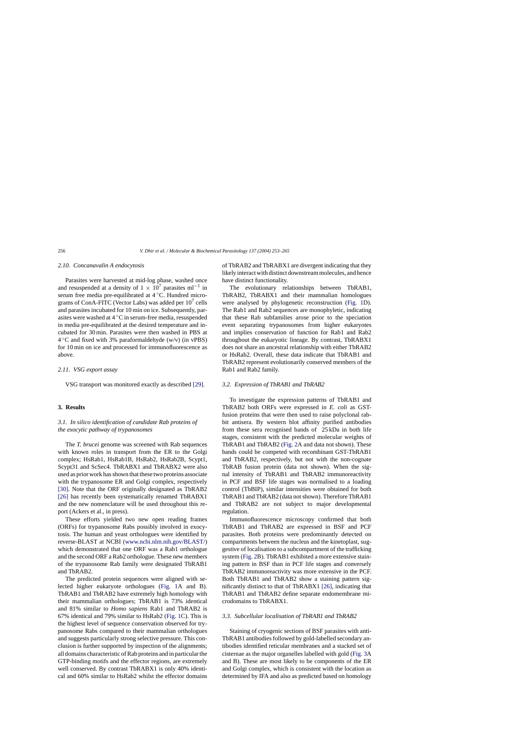### 2.10. Concanavalin A endocytosis

Parasites were harvested at mid-log phase, washed once and resuspended at a density of $1 \times 10^7$ parasites ml$^{-1}$ in serum free media pre-equilibrated at 4 °C. Hundred micrograms of ConA-FITC (Vector Labs) was added per $10^7$ cells and parasites incubated for 10 min on ice. Subsequently, parasites were washed at 4 °C in serum-free media, resuspended in media pre-equilibrated at the desired temperature and incubated for 30 min. Parasites were then washed in PBS at 4 °C and fixed with 3% paraformaldehyde (w/v) (in vPBS) for 10 min on ice and processed for immunofluorescence as above.

### 2.11. VSG export assay

VSG transport was monitored exactly as described [29].

## 3. Results

### 3.1. In silico identification of candidate Rab proteins of the exocytic pathway of trypanosomes

The *T. brucei* genome was screened with Rab sequences with known roles in transport from the ER to the Golgi complex; HsRab1, HsRab1B, HsRab2, HsRab2B, Scypt1, Scypt31 and ScSec4. TbRABX1 and TbRABX2 were also used as prior work has shown that these two proteins associate with the trypanosome ER and Golgi complex, respectively [30]. Note that the ORF originally designated as TbRAB2 [26] has recently been systematically renamed TbRABX1 and the new nomenclature will be used throughout this report (Ackers et al., in press).

These efforts yielded two new open reading frames (ORFs) for trypanosome Rabs possibly involved in exocytosis. The human and yeast orthologues were identified by reverse-BLAST at NCBI (www.ncbi.nlm.nih.gov/BLAST/) which demonstrated that one ORF was a Rab1 orthologue and the second ORF a Rab2 orthologue. These new members of the trypanosome Rab family were designated TbRAB1 and TbRAB2.

The predicted protein sequences were aligned with selected higher eukaryote orthologues (Fig. 1A and B). TbRAB1 and TbRAB2 have extremely high homology with their mammalian orthologues; TbRAB1 is 73% identical and 81% similar to *Homo sapiens* Rab1 and TbRAB2 is 67% identical and 79% similar to HsRab2 (Fig. 1C). This is the highest level of sequence conservation observed for trypanosome Rabs compared to their mammalian orthologues and suggests particularly strong selective pressure. This conclusion is further supported by inspection of the alignments; all domains characteristic of Rab proteins and in particular the GTP-binding motifs and the effector regions, are extremely well conserved. By contrast TbRABX1 is only 40% identical and 60% similar to HsRab2 whilst the effector domains of TbRAB2 and TbRABX1 are divergent indicating that they likely interact with distinct downstream molecules, and hence have distinct functionality.

The evolutionary relationships between TbRAB1, TbRAB2, TbRABX1 and their mammalian homologues were analysed by phylogenetic reconstruction (Fig. 1D). The Rab1 and Rab2 sequences are monophyletic, indicating that these Rab subfamilies arose prior to the speciation event separating trypanosomes from higher eukaryotes and implies conservation of function for Rab1 and Rab2 throughout the eukaryotic lineage. By contrast, TbRABX1 does not share an ancestral relationship with either TbRAB2 or HsRab2. Overall, these data indicate that TbRAB1 and TbRAB2 represent evolutionarily conserved members of the Rab1 and Rab2 family.

### 3.2. Expression of TbRAB1 and TbRAB2

To investigate the expression patterns of TbRAB1 and TbRAB2 both ORFs were expressed in *E. coli* as GST-fusion proteins that were then used to raise polyclonal rabbit antisera. By western blot affinity purified antibodies from these sera recognised bands of 25 kDa in both life stages, consistent with the predicted molecular weights of TbRAB1 and TbRAB2 (Fig. 2A and data not shown). These bands could be competed with recombinant GST-TbRAB1 and TbRAB2, respectively, but not with the non-cognate TbRAB fusion protein (data not shown). When the signal intensity of TbRAB1 and TbRAB2 immunoreactivity in PCF and BSF life stages was normalised to a loading control (TbBIP), similar intensities were obtained for both TbRAB1 and TbRAB2 (data not shown). Therefore TbRAB1 and TbRAB2 are not subject to major developmental regulation.

Immunofluorescence microscopy confirmed that both TbRAB1 and TbRAB2 are expressed in BSF and PCF parasites. Both proteins were predominantly detected on compartments between the nucleus and the kinetoplast, suggestive of localisation to a subcompartment of the trafficking system (Fig. 2B). TbRAB1 exhibited a more extensive staining pattern in BSF than in PCF life stages and conversely TbRAB2 immunoreactivity was more extensive in the PCF. Both TbRAB1 and TbRAB2 show a staining pattern significantly distinct to that of TbRABX1 [26], indicating that TbRAB1 and TbRAB2 define separate endomembrane microdomains to TbRABX1.

### 3.3. Subcellular localisation of TbRAB1 and TbRAB2

Staining of cryogenic sections of BSF parasites with anti-TbRAB1 antibodies followed by gold-labelled secondary antibodies identified reticular membranes and a stacked set of cisternae as the major organelles labelled with gold (Fig. 3A and B). These are most likely to be components of the ER and Golgi complex, which is consistent with the location as determined by IFA and also as predicted based on homology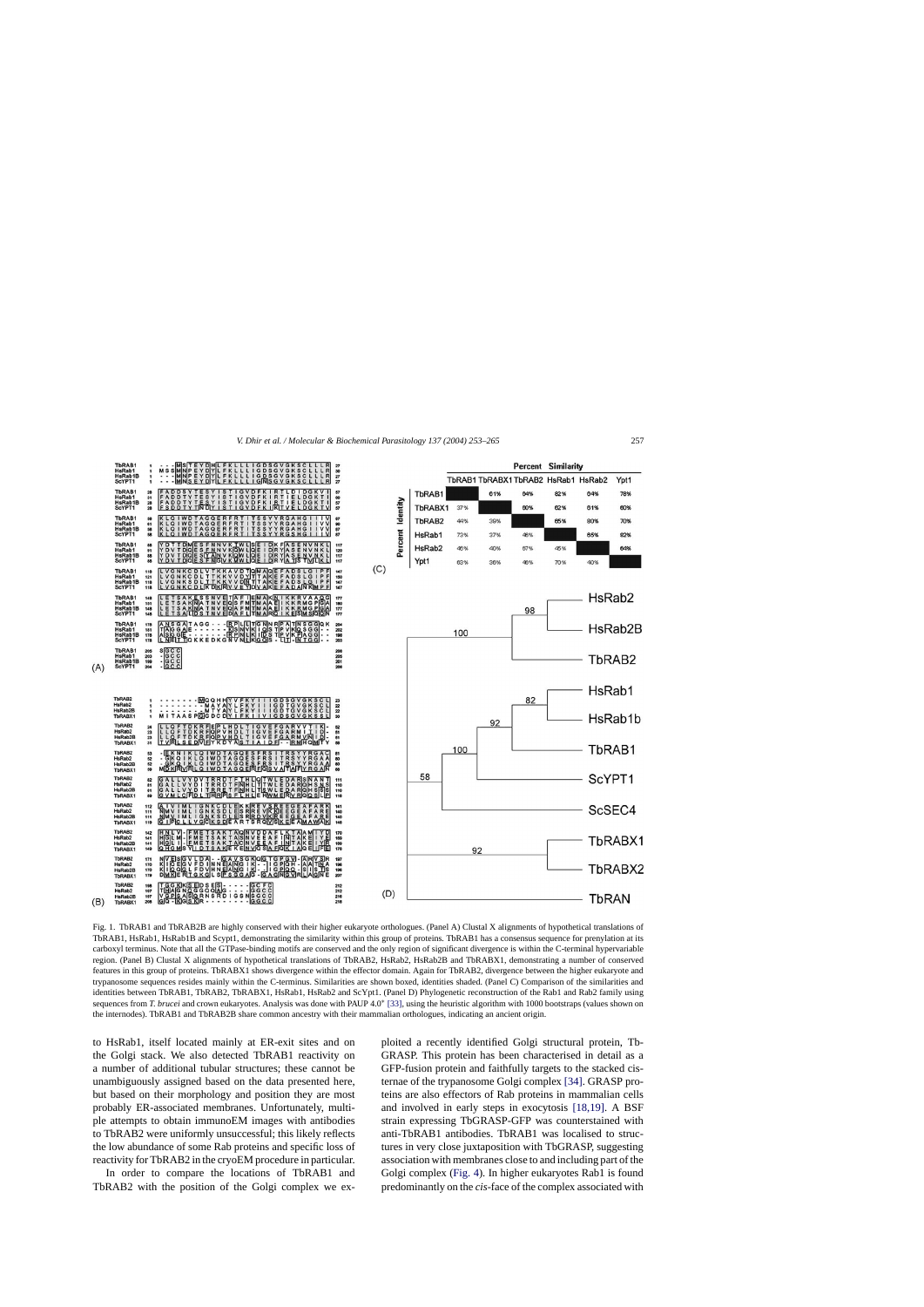| | | Percent Similarity | | | | | |
|---|---|---|---|---|---|---|---|
| | | TbRAB1 | TbRABX1 | TbRAB2 | HsRab1 | HsRab2 | Ypt1 |
| Percent Identity | TbRAB1 | | 61% | 64% | 82% | 64% | 78% |
| | TbRABX1 | 37% | | 60% | 62% | 61% | 60% |
| | TbRAB2 | 44% | 39% | | 65% | 80% | 70% |
| | HsRab1 | 73% | 37% | 46% | | 65% | 82% |
| | HsRab2 | 45% | 40% | 67% | 45% | | 64% |
| | Ypt1 | 63% | 36% | 46% | 70% | 40% | |

Fig. 1. TbRAB1 and TbRAB2B are highly conserved with their higher eukaryote orthologues. (Panel A) Clustal X alignments of hypothetical translations of TbRAB1, HsRab1, HsRab1B and Scypt1, demonstrating the similarity within this group of proteins. TbRAB1 has a consensus sequence for prenylation at its carboxyl terminus. Note that all the GTPase-binding motifs are conserved and the only region of significant divergence is within the C-terminal hypervariable region. (Panel B) Clustal X alignments of hypothetical translations of TbRAB2, HsRab2, HsRab2B and TbRABX1, demonstrating a number of conserved features in this group of proteins. TbRABX1 shows divergence within the effector domain. Again for TbRAB2, divergence between the higher eukaryote and trypanosome sequences resides mainly within the C-terminus. Similarities are shown boxed, identities shaded. (Panel C) Comparison of the similarities and identities between TbRAB1, TbRAB2, TbRABX1, HsRab1, HsRab2 and ScYpt1. (Panel D) Phylogenetic reconstruction of the Rab1 and Rab2 family using sequences from *T. brucei* and crown eukaryotes. Analysis was done with PAUP 4.0* [33], using the heuristic algorithm with 1000 bootstraps (values shown on the internodes). TbRAB1 and TbRAB2B share common ancestry with their mammalian orthologues, indicating an ancient origin.

to HsRab1, itself located mainly at ER-exit sites and on the Golgi stack. We also detected TbRAB1 reactivity on a number of additional tubular structures; these cannot be unambiguously assigned based on the data presented here, but based on their morphology and position they are most probably ER-associated membranes. Unfortunately, multiple attempts to obtain immunoEM images with antibodies to TbRAB2 were uniformly unsuccessful; this likely reflects the low abundance of some Rab proteins and specific loss of reactivity for TbRAB2 in the cryoEM procedure in particular.

In order to compare the locations of TbRAB1 and TbRAB2 with the position of the Golgi complex we exploited a recently identified Golgi structural protein, TbGRASP. This protein has been characterised in detail as a GFP-fusion protein and faithfully targets to the stacked cisternae of the trypanosome Golgi complex [34]. GRASP proteins are also effectors of Rab proteins in mammalian cells and involved in early steps in exocytosis [18,19]. A BSF strain expressing TbGRASP-GFP was counterstained with anti-TbRAB1 antibodies. TbRAB1 was localised to structures in very close juxtaposition with TbGRASP, suggesting association with membranes close to and including part of the Golgi complex (Fig. 4). In higher eukaryotes Rab1 is found predominantly on the *cis*-face of the complex associated with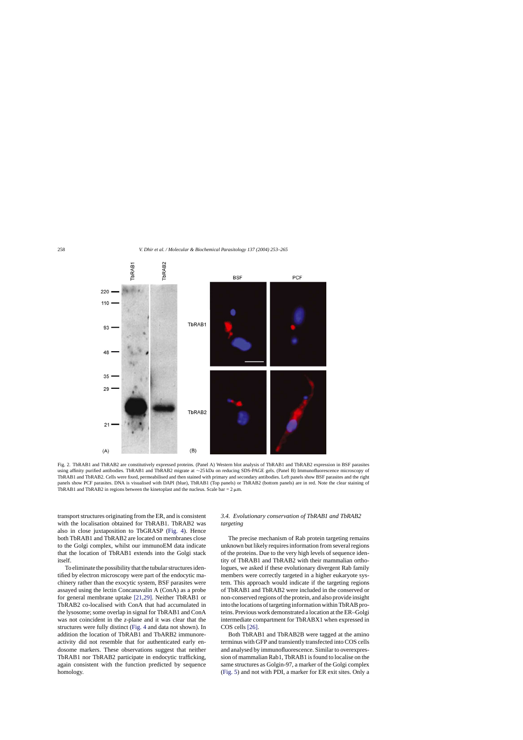Fig. 2. TbRAB1 and TbRAB2 are constitutively expressed proteins. (Panel A) Western blot analysis of TbRAB1 and TbRAB2 expression in BSF parasites using affinity purified antibodies. TbRAB1 and TbRAB2 migrate at ~25 kDa on reducing SDS-PAGE gels. (Panel B) Immunofluorescence microscopy of TbRAB1 and TbRAB2. Cells were fixed, permeabilised and then stained with primary and secondary antibodies. Left panels show BSF parasites and the right panels show PCF parasites. DNA is visualised with DAPI (blue), TbRAB1 (Top panels) or TbRAB2 (bottom panels) are in red. Note the clear staining of TbRAB1 and TbRAB2 in regions between the kinetoplast and the nucleus. Scale bar = 2 μm.

transport structures originating from the ER, and is consistent with the localisation obtained for TbRAB1. TbRAB2 was also in close juxtaposition to TbGRASP (Fig. 4). Hence both TbRAB1 and TbRAB2 are located on membranes close to the Golgi complex, whilst our immunoEM data indicate that the location of TbRAB1 extends into the Golgi stack itself.

To eliminate the possibility that the tubular structures identified by electron microscopy were part of the endocytic machinery rather than the exocytic system, BSF parasites were assayed using the lectin Concanavalin A (ConA) as a probe for general membrane uptake [21,29]. Neither TbRAB1 or TbRAB2 co-localised with ConA that had accumulated in the lysosome; some overlap in signal for TbRAB1 and ConA was not coincident in the z-plane and it was clear that the structures were fully distinct (Fig. 4 and data not shown). In addition the location of TbRAB1 and TbARB2 immunoreactivity did not resemble that for authenticated early endosome markers. These observations suggest that neither TbRAB1 nor TbRAB2 participate in endocytic trafficking, again consistent with the function predicted by sequence homology.

### *3.4. Evolutionary conservation of TbRAB1 and TbRAB2 targeting*

The precise mechanism of Rab protein targeting remains unknown but likely requires information from several regions of the proteins. Due to the very high levels of sequence identity of TbRAB1 and TbRAB2 with their mammalian orthologues, we asked if these evolutionary divergent Rab family members were correctly targeted in a higher eukaryote system. This approach would indicate if the targeting regions of TbRAB1 and TbRAB2 were included in the conserved or non-conserved regions of the protein, and also provide insight into the locations of targeting information within TbRAB proteins. Previous work demonstrated a location at the ER–Golgi intermediate compartment for TbRABX1 when expressed in COS cells [26].

Both TbRAB1 and TbRAB2B were tagged at the amino terminus with GFP and transiently transfected into COS cells and analysed by immunofluorescence. Similar to overexpression of mammalian Rab1, TbRAB1 is found to localise on the same structures as Golgin-97, a marker of the Golgi complex (Fig. 5) and not with PDI, a marker for ER exit sites. Only a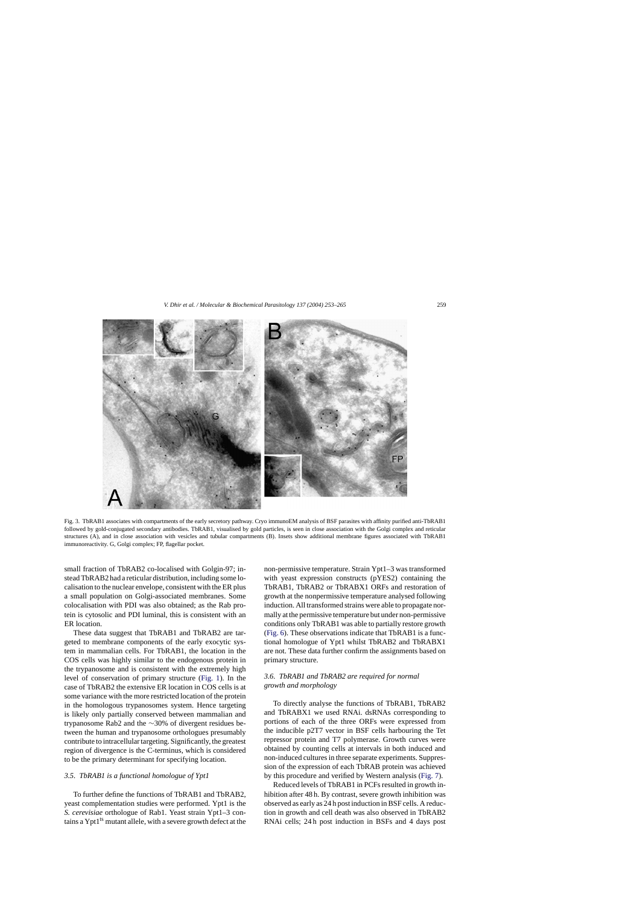Fig. 3. TbRAB1 associates with compartments of the early secretory pathway. Cryo immunoEM analysis of BSF parasites with affinity purified anti-TbRAB1 followed by gold-conjugated secondary antibodies. TbRAB1, visualised by gold particles, is seen in close association with the Golgi complex and reticular structures (A), and in close association with vesicles and tubular compartments (B). Insets show additional membrane figures associated with TbRAB1 immunoreactivity. G, Golgi complex; FP, flagellar pocket.

small fraction of TbRAB2 co-localised with Golgin-97; instead TbRAB2 had a reticular distribution, including some localisation to the nuclear envelope, consistent with the ER plus a small population on Golgi-associated membranes. Some colocalisation with PDI was also obtained; as the Rab protein is cytosolic and PDI luminal, this is consistent with an ER location.

These data suggest that TbRAB1 and TbRAB2 are targeted to membrane components of the early exocytic system in mammalian cells. For TbRAB1, the location in the COS cells was highly similar to the endogenous protein in the trypanosome and is consistent with the extremely high level of conservation of primary structure (Fig. 1). In the case of TbRAB2 the extensive ER location in COS cells is at some variance with the more restricted location of the protein in the homologous trypanosomes system. Hence targeting is likely only partially conserved between mammalian and trypanosome Rab2 and the ~30% of divergent residues between the human and trypanosome orthologues presumably contribute to intracellular targeting. Significantly, the greatest region of divergence is the C-terminus, which is considered to be the primary determinant for specifying location.

### 3.5. TbRAB1 is a functional homologue of Ypt1

To further define the functions of TbRAB1 and TbRAB2, yeast complementation studies were performed. Ypt1 is the *S. cerevisiae* orthologue of Rab1. Yeast strain Ypt1–3 contains a $Ypt1^{ts}$ mutant allele, with a severe growth defect at the non-permissive temperature. Strain Ypt1–3 was transformed with yeast expression constructs (pYES2) containing the TbRAB1, TbRAB2 or TbRABX1 ORFs and restoration of growth at the nonpermissive temperature analysed following induction. All transformed strains were able to propagate normally at the permissive temperature but under non-permissive conditions only TbRAB1 was able to partially restore growth (Fig. 6). These observations indicate that TbRAB1 is a functional homologue of Ypt1 whilst TbRAB2 and TbRABX1 are not. These data further confirm the assignments based on primary structure.

### 3.6. TbRAB1 and TbRAB2 are required for normal growth and morphology

To directly analyse the functions of TbRAB1, TbRAB2 and TbRABX1 we used RNAi. dsRNAs corresponding to portions of each of the three ORFs were expressed from the inducible p2T7 vector in BSF cells harbouring the Tet repressor protein and T7 polymerase. Growth curves were obtained by counting cells at intervals in both induced and non-induced cultures in three separate experiments. Suppression of the expression of each TbRAB protein was achieved by this procedure and verified by Western analysis (Fig. 7).

Reduced levels of TbRAB1 in PCFs resulted in growth inhibition after 48 h. By contrast, severe growth inhibition was observed as early as 24 h post induction in BSF cells. A reduction in growth and cell death was also observed in TbRAB2 RNAi cells; 24 h post induction in BSFs and 4 days post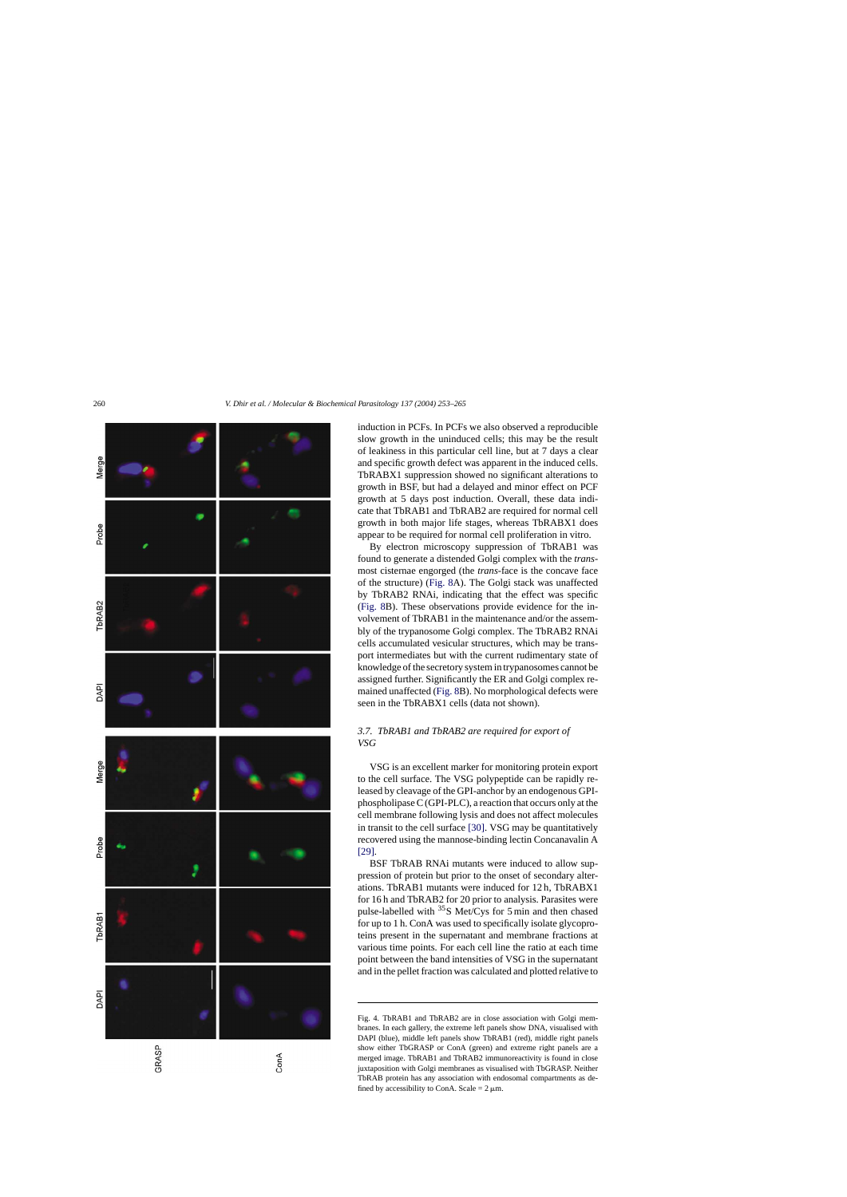induction in PCFs. In PCFs we also observed a reproducible slow growth in the uninduced cells; this may be the result of leakiness in this particular cell line, but at 7 days a clear and specific growth defect was apparent in the induced cells. TbRABX1 suppression showed no significant alterations to growth in BSF, but had a delayed and minor effect on PCF growth at 5 days post induction. Overall, these data indicate that TbRAB1 and TbRAB2 are required for normal cell growth in both major life stages, whereas TbRABX1 does appear to be required for normal cell proliferation in vitro.

By electron microscopy suppression of TbRAB1 was found to generate a distended Golgi complex with the *trans*-most cisternae engorged (the *trans*-face is the concave face of the structure) (Fig. 8A). The Golgi stack was unaffected by TbRAB2 RNAi, indicating that the effect was specific (Fig. 8B). These observations provide evidence for the involvement of TbRAB1 in the maintenance and/or the assembly of the trypanosome Golgi complex. The TbRAB2 RNAi cells accumulated vesicular structures, which may be transport intermediates but with the current rudimentary state of knowledge of the secretory system in trypanosomes cannot be assigned further. Significantly the ER and Golgi complex remained unaffected (Fig. 8B). No morphological defects were seen in the TbRABX1 cells (data not shown).

### 3.7. TbRAB1 and TbRAB2 are required for export of VSG

VSG is an excellent marker for monitoring protein export to the cell surface. The VSG polypeptide can be rapidly released by cleavage of the GPI-anchor by an endogenous GPI-phospholipase C (GPI-PLC), a reaction that occurs only at the cell membrane following lysis and does not affect molecules in transit to the cell surface [30]. VSG may be quantitatively recovered using the mannose-binding lectin Concanavalin A [29].

BSF TbRAB RNAi mutants were induced to allow suppression of protein but prior to the onset of secondary alterations. TbRAB1 mutants were induced for 12 h, TbRABX1 for 16 h and TbRAB2 for 20 prior to analysis. Parasites were pulse-labelled with $^{35}$S Met/Cys for 5 min and then chased for up to 1 h. ConA was used to specifically isolate glycoproteins present in the supernatant and membrane fractions at various time points. For each cell line the ratio at each time point between the band intensities of VSG in the supernatant and in the pellet fraction was calculated and plotted relative to

Fig. 4. TbRAB1 and TbRAB2 are in close association with Golgi membranes. In each gallery, the extreme left panels show DNA, visualised with DAPI (blue), middle left panels show TbRAB1 (red), middle right panels show either TbGRASP or ConA (green) and extreme right panels are a merged image. TbRAB1 and TbRAB2 immunoreactivity is found in close juxtaposition with Golgi membranes as visualised with TbGRASP. Neither TbRAB protein has any association with endosomal compartments as defined by accessibility to ConA. Scale = 2 μm.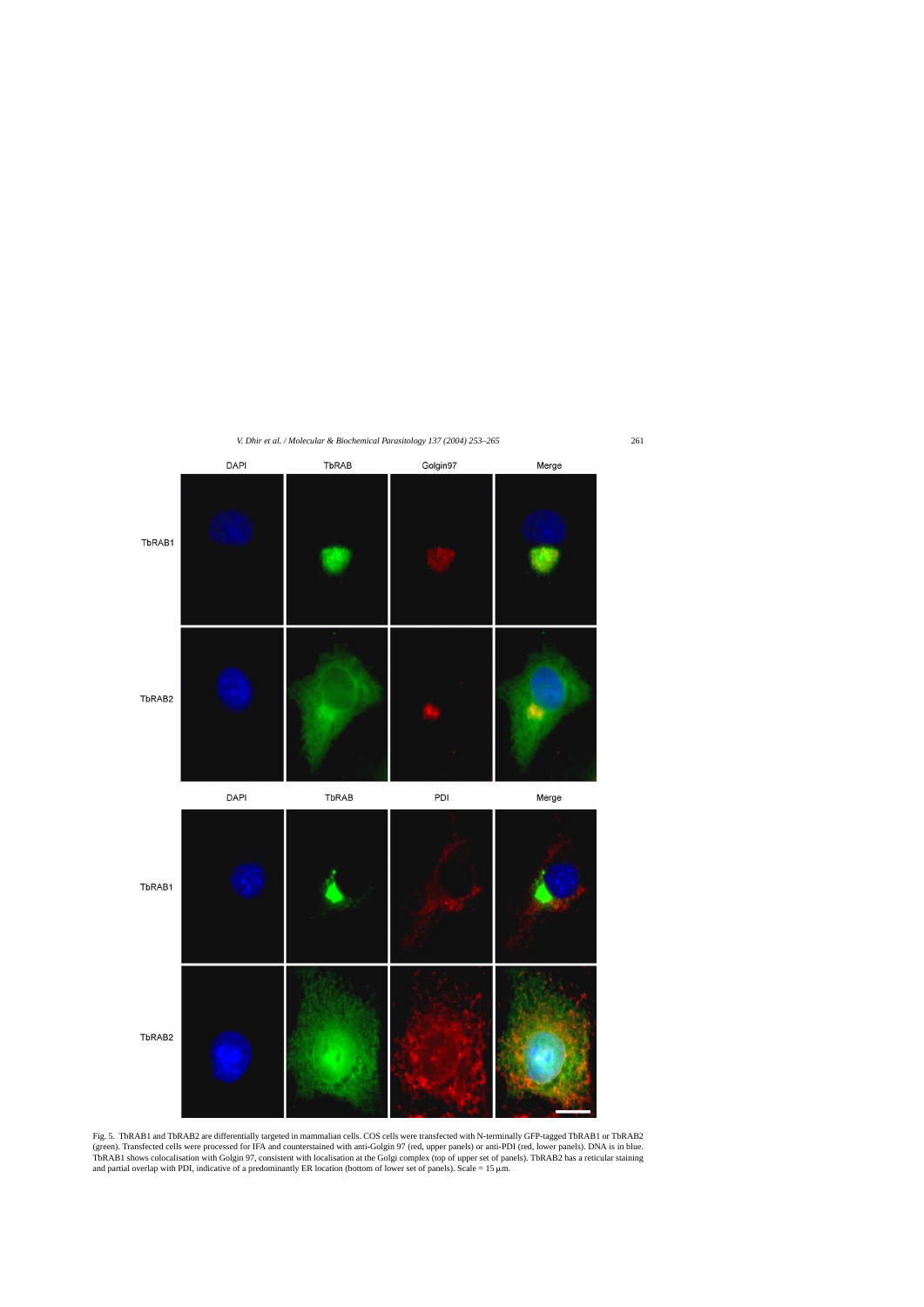Fig. 5. TbRAB1 and TbRAB2 are differentially targeted in mammalian cells. COS cells were transfected with N-terminally GFP-tagged TbRAB1 or TbRAB2 (green). Transfected cells were processed for IFA and counterstained with anti-Golgin 97 (red, upper panels) or anti-PDI (red, lower panels). DNA is in blue. TbRAB1 shows colocalisation with Golgin 97, consistent with localisation at the Golgi complex (top of upper set of panels). TbRAB2 has a reticular staining and partial overlap with PDI, indicative of a predominantly ER location (bottom of lower set of panels). Scale = 15 μm.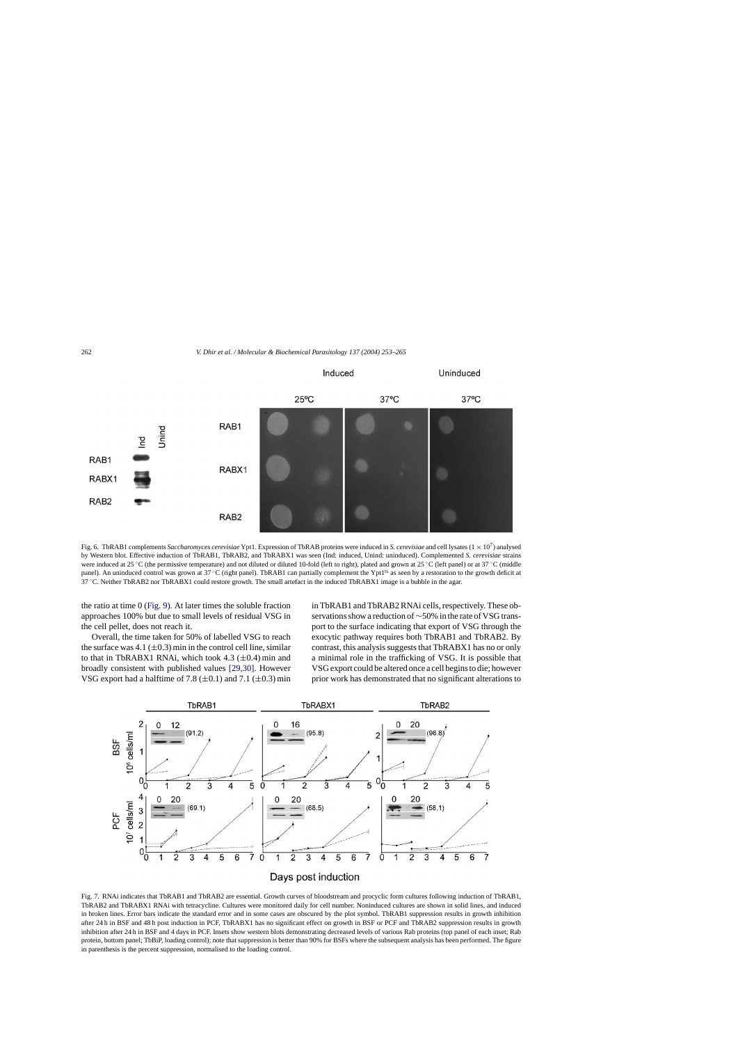Fig. 6. TbRAB1 complements *Saccharomyces cerevisiae* Ypt1. Expression of TbRAB proteins were induced in *S. cerevisiae* and cell lysates ($1 \times 10^7$) analysed by Western blot. Effective induction of TbRAB1, TbRAB2, and TbRABX1 was seen (Ind: induced, Unind: uninduced). Complemented *S. cerevisiae* strains were induced at 25 °C (the permissive temperature) and not diluted or diluted 10-fold (left to right), plated and grown at 25 °C (left panel) or at 37 °C (middle panel). An uninduced control was grown at 37 °C (right panel). TbRAB1 can partially complement the Ypt1[ts] as seen by a restoration to the growth deficit at 37 °C. Neither TbRAB2 nor TbRABX1 could restore growth. The small artefact in the induced TbRABX1 image is a bubble in the agar.

the ratio at time 0 (Fig. 9). At later times the soluble fraction approaches 100% but due to small levels of residual VSG in the cell pellet, does not reach it.

Overall, the time taken for 50% of labelled VSG to reach the surface was 4.1 (±0.3) min in the control cell line, similar to that in TbRABX1 RNAi, which took 4.3 (±0.4) min and broadly consistent with published values [29,30]. However VSG export had a halftime of 7.8 (±0.1) and 7.1 (±0.3) min in TbRAB1 and TbRAB2 RNAi cells, respectively. These observations show a reduction of ∼50% in the rate of VSG transport to the surface indicating that export of VSG through the exocytic pathway requires both TbRAB1 and TbRAB2. By contrast, this analysis suggests that TbRABX1 has no or only a minimal role in the trafficking of VSG. It is possible that VSG export could be altered once a cell begins to die; however prior work has demonstrated that no significant alterations to

Fig. 7. RNAi indicates that TbRAB1 and TbRAB2 are essential. Growth curves of bloodstream and procyclic form cultures following induction of TbRAB1, TbRAB2 and TbRABX1 RNAi with tetracycline. Cultures were monitored daily for cell number. Noninduced cultures are shown in solid lines, and induced in broken lines. Error bars indicate the standard error and in some cases are obscured by the plot symbol. TbRAB1 suppression results in growth inhibition after 24 h in BSF and 48 h post induction in PCF, TbRABX1 has no significant effect on growth in BSF or PCF and TbRAB2 suppression results in growth inhibition after 24 h in BSF and 4 days in PCF. Insets show western blots demonstrating decreased levels of various Rab proteins (top panel of each inset; Rab protein, bottom panel; TbBiP, loading control); note that suppression is better than 90% for BSFs where the subsequent analysis has been performed. The figure in parenthesis is the percent suppression, normalised to the loading control.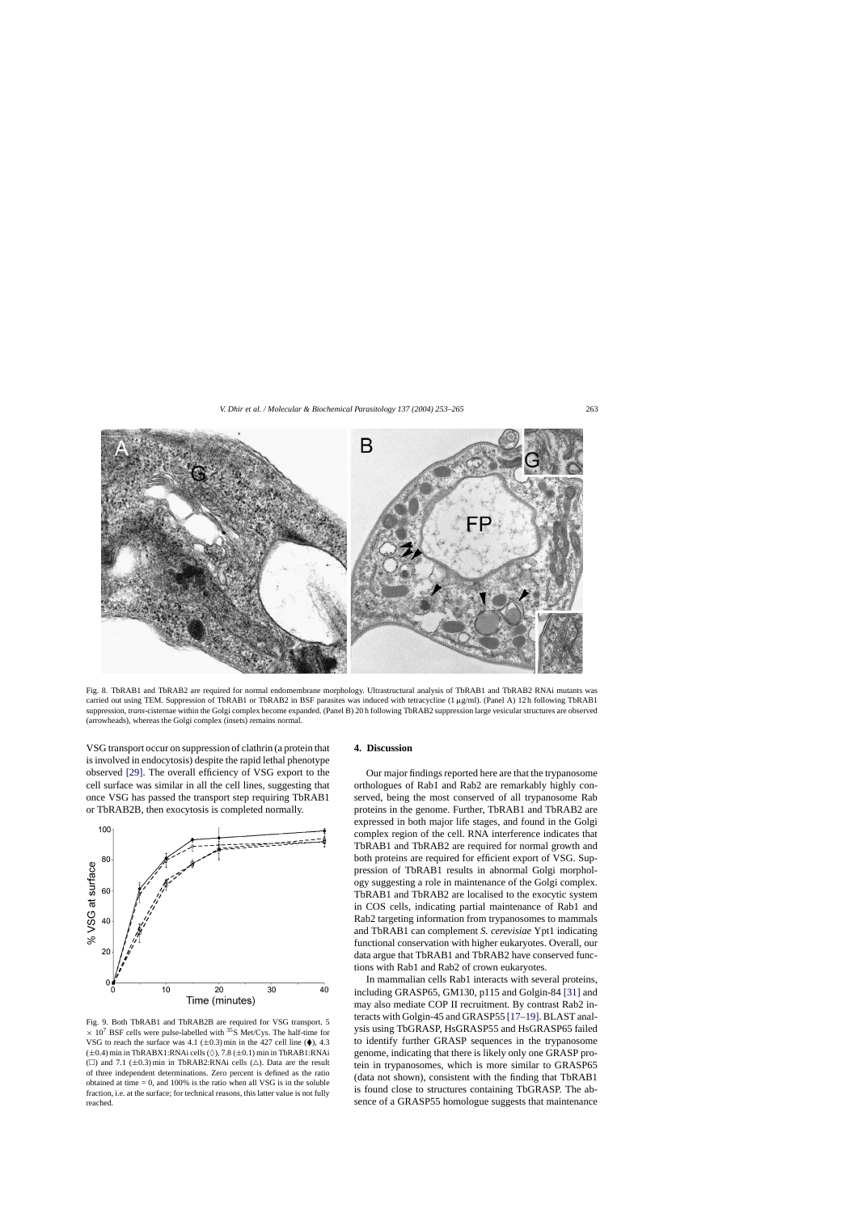Fig. 8. TbRAB1 and TbRAB2 are required for normal endomembrane morphology. Ultrastructural analysis of TbRAB1 and TbRAB2 RNAi mutants was carried out using TEM. Suppression of TbRAB1 or TbRAB2 in BSF parasites was induced with tetracycline (1 μg/ml). (Panel A) 12 h following TbRAB1 suppression, *trans*-cisternae within the Golgi complex become expanded. (Panel B) 20 h following TbRAB2 suppression large vesicular structures are observed (arrowheads), whereas the Golgi complex (insets) remains normal.

VSG transport occur on suppression of clathrin (a protein that is involved in endocytosis) despite the rapid lethal phenotype observed [29]. The overall efficiency of VSG export to the cell surface was similar in all the cell lines, suggesting that once VSG has passed the transport step requiring TbRAB1 or TbRAB2B, then exocytosis is completed normally.

Fig. 9. Both TbRAB1 and TbRAB2B are required for VSG transport. $5 \times 10^7$ BSF cells were pulse-labelled with $^{35}$S Met/Cys. The half-time for VSG to reach the surface was 4.1 (±0.3) min in the 427 cell line (⧫), 4.3 (±0.4) min in TbRABX1:RNAi cells (◊), 7.8 (±0.1) min in TbRAB1:RNAi (□) and 7.1 (±0.3) min in TbRAB2:RNAi cells (△). Data are the result of three independent determinations. Zero percent is defined as the ratio obtained at time = 0, and 100% is the ratio when all VSG is in the soluble fraction, i.e. at the surface; for technical reasons, this latter value is not fully reached.

## 4. Discussion

Our major findings reported here are that the trypanosome orthologues of Rab1 and Rab2 are remarkably highly conserved, being the most conserved of all trypanosome Rab proteins in the genome. Further, TbRAB1 and TbRAB2 are expressed in both major life stages, and found in the Golgi complex region of the cell. RNA interference indicates that TbRAB1 and TbRAB2 are required for normal growth and both proteins are required for efficient export of VSG. Suppression of TbRAB1 results in abnormal Golgi morphology suggesting a role in maintenance of the Golgi complex. TbRAB1 and TbRAB2 are localised to the exocytic system in COS cells, indicating partial maintenance of Rab1 and Rab2 targeting information from trypanosomes to mammals and TbRAB1 can complement *S. cerevisiae* Ypt1 indicating functional conservation with higher eukaryotes. Overall, our data argue that TbRAB1 and TbRAB2 have conserved functions with Rab1 and Rab2 of crown eukaryotes.

In mammalian cells Rab1 interacts with several proteins, including GRASP65, GM130, p115 and Golgin-84 [31] and may also mediate COP II recruitment. By contrast Rab2 interacts with Golgin-45 and GRASP55 [17–19]. BLAST analysis using TbGRASP, HsGRASP55 and HsGRASP65 failed to identify further GRASP sequences in the trypanosome genome, indicating that there is likely only one GRASP protein in trypanosomes, which is more similar to GRASP65 (data not shown), consistent with the finding that TbRAB1 is found close to structures containing TbGRASP. The absence of a GRASP55 homologue suggests that maintenance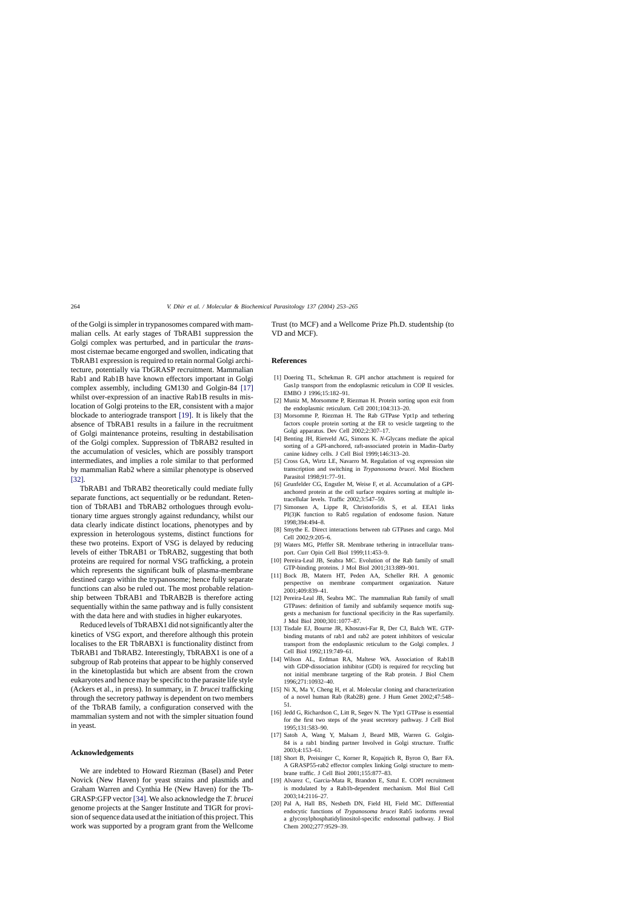of the Golgi is simpler in trypanosomes compared with mammalian cells. At early stages of TbRAB1 suppression the Golgi complex was perturbed, and in particular the *trans*-most cisternae became engorged and swollen, indicating that TbRAB1 expression is required to retain normal Golgi architecture, potentially via TbGRASP recruitment. Mammalian Rab1 and Rab1B have known effectors important in Golgi complex assembly, including GM130 and Golgin-84 [17] whilst over-expression of an inactive Rab1B results in mislocation of Golgi proteins to the ER, consistent with a major blockade to anteriograde transport [19]. It is likely that the absence of TbRAB1 results in a failure in the recruitment of Golgi maintenance proteins, resulting in destabilisation of the Golgi complex. Suppression of TbRAB2 resulted in the accumulation of vesicles, which are possibly transport intermediates, and implies a role similar to that performed by mammalian Rab2 where a similar phenotype is observed [32].

TbRAB1 and TbRAB2 theoretically could mediate fully separate functions, act sequentially or be redundant. Retention of TbRAB1 and TbRAB2 orthologues through evolutionary time argues strongly against redundancy, whilst our data clearly indicate distinct locations, phenotypes and by expression in heterologous systems, distinct functions for these two proteins. Export of VSG is delayed by reducing levels of either TbRAB1 or TbRAB2, suggesting that both proteins are required for normal VSG trafficking, a protein which represents the significant bulk of plasma-membrane destined cargo within the trypanosome; hence fully separate functions can also be ruled out. The most probable relationship between TbRAB1 and TbRAB2B is therefore acting sequentially within the same pathway and is fully consistent with the data here and with studies in higher eukaryotes.

Reduced levels of TbRABX1 did not significantly alter the kinetics of VSG export, and therefore although this protein localises to the ER TbRABX1 is functionality distinct from TbRAB1 and TbRAB2. Interestingly, TbRABX1 is one of a subgroup of Rab proteins that appear to be highly conserved in the kinetoplastida but which are absent from the crown eukaryotes and hence may be specific to the parasite life style (Ackers et al., in press). In summary, in *T. brucei* trafficking through the secretory pathway is dependent on two members of the TbRAB family, a configuration conserved with the mammalian system and not with the simpler situation found in yeast.

## Acknowledgements

We are indebted to Howard Riezman (Basel) and Peter Novick (New Haven) for yeast strains and plasmids and Graham Warren and Cynthia He (New Haven) for the Tb-GRASP:GFP vector [34]. We also acknowledge the *T. brucei* genome projects at the Sanger Institute and TIGR for provision of sequence data used at the initiation of this project. This work was supported by a program grant from the Wellcome Trust (to MCF) and a Wellcome Prize Ph.D. studentship (to VD and MCF).

## References

[1] Doering TL, Schekman R. GPI anchor attachment is required for Gas1p transport from the endoplasmic reticulum in COP II vesicles. EMBO J 1996;15:182–91.

[2] Muniz M, Morsomme P, Riezman H. Protein sorting upon exit from the endoplasmic reticulum. Cell 2001;104:313–20.

[3] Morsomme P, Riezman H. The Rab GTPase Ypt1p and tethering factors couple protein sorting at the ER to vesicle targeting to the Golgi apparatus. Dev Cell 2002;2:307–17.

[4] Benting JH, Rietveld AG, Simons K. *N*-Glycans mediate the apical sorting of a GPI-anchored, raft-associated protein in Madin–Darby canine kidney cells. J Cell Biol 1999;146:313–20.

[5] Cross GA, Wirtz LE, Navarro M. Regulation of vsg expression site transcription and switching in *Trypanosoma brucei*. Mol Biochem Parasitol 1998;91:77–91.

[6] Grunfelder CG, Engstler M, Weise F, et al. Accumulation of a GPI-anchored protein at the cell surface requires sorting at multiple intracellular levels. Traffic 2002;3:547–59.

[7] Simonsen A, Lippe R, Christoforidis S, et al. EEA1 links PI(3)K function to Rab5 regulation of endosome fusion. Nature 1998;394:494–8.

[8] Smythe E. Direct interactions between rab GTPases and cargo. Mol Cell 2002;9:205–6.

[9] Waters MG, Pfeffer SR. Membrane tethering in intracellular transport. Curr Opin Cell Biol 1999;11:453–9.

[10] Pereira-Leal JB, Seabra MC. Evolution of the Rab family of small GTP-binding proteins. J Mol Biol 2001;313:889–901.

[11] Bock JB, Matern HT, Peden AA, Scheller RH. A genomic perspective on membrane compartment organization. Nature 2001;409:839–41.

[12] Pereira-Leal JB, Seabra MC. The mammalian Rab family of small GTPases: definition of family and subfamily sequence motifs suggests a mechanism for functional specificity in the Ras superfamily. J Mol Biol 2000;301:1077–87.

[13] Tisdale EJ, Bourne JR, Khosravi-Far R, Der CJ, Balch WE. GTP-binding mutants of rab1 and rab2 are potent inhibitors of vesicular transport from the endoplasmic reticulum to the Golgi complex. J Cell Biol 1992;119:749–61.

[14] Wilson AL, Erdman RA, Maltese WA. Association of Rab1B with GDP-dissociation inhibitor (GDI) is required for recycling but not initial membrane targeting of the Rab protein. J Biol Chem 1996;271:10932–40.

[15] Ni X, Ma Y, Cheng H, et al. Molecular cloning and characterization of a novel human Rab (Rab2B) gene. J Hum Genet 2002;47:548–51.

[16] Jedd G, Richardson C, Litt R, Segev N. The Ypt1 GTPase is essential for the first two steps of the yeast secretory pathway. J Cell Biol 1995;131:583–90.

[17] Satoh A, Wang Y, Malsam J, Beard MB, Warren G. Golgin-84 is a rab1 binding partner Involved in Golgi structure. Traffic 2003;4:153–61.

[18] Short B, Preisinger C, Korner R, Kopajtich R, Byron O, Barr FA. A GRASP55-rab2 effector complex linking Golgi structure to membrane traffic. J Cell Biol 2001;155:877–83.

[19] Alvarez C, Garcia-Mata R, Brandon E, Sztul E. COPI recruitment is modulated by a Rab1b-dependent mechanism. Mol Biol Cell 2003;14:2116–27.

[20] Pal A, Hall BS, Nesbeth DN, Field HI, Field MC. Differential endocytic functions of *Trypanosoma brucei* Rab5 isoforms reveal a glycosylphosphatidylinositol-specific endosomal pathway. J Biol Chem 2002;277:9529–39.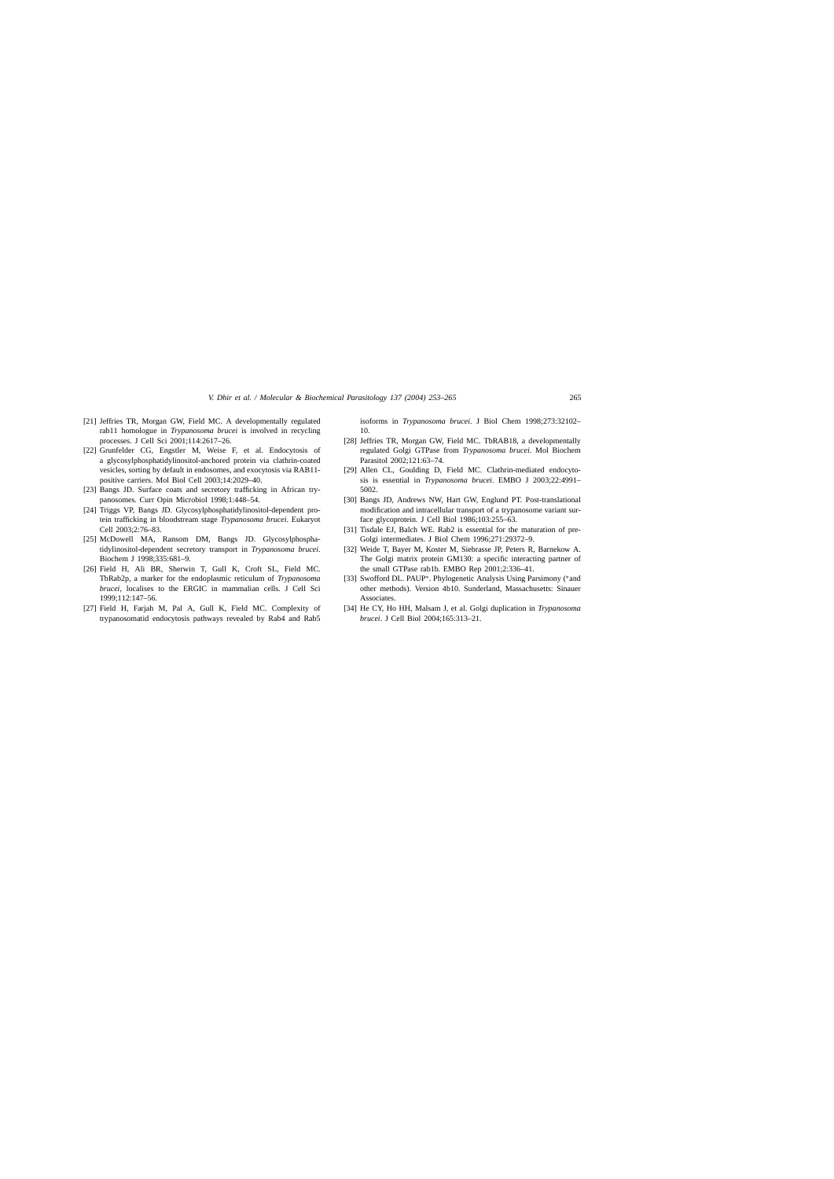[21] Jeffries TR, Morgan GW, Field MC. A developmentally regulated rab11 homologue in *Trypanosoma brucei* is involved in recycling processes. J Cell Sci 2001;114:2617–26.

[22] Grunfelder CG, Engstler M, Weise F, et al. Endocytosis of a glycosylphosphatidylinositol-anchored protein via clathrin-coated vesicles, sorting by default in endosomes, and exocytosis via RAB11-positive carriers. Mol Biol Cell 2003;14:2029–40.

[23] Bangs JD. Surface coats and secretory trafficking in African trypanosomes. Curr Opin Microbiol 1998;1:448–54.

[24] Triggs VP, Bangs JD. Glycosylphosphatidylinositol-dependent protein trafficking in bloodstream stage *Trypanosoma brucei*. Eukaryot Cell 2003;2:76–83.

[25] McDowell MA, Ransom DM, Bangs JD. Glycosylphosphatidylinositol-dependent secretory transport in *Trypanosoma brucei*. Biochem J 1998;335:681–9.

[26] Field H, Ali BR, Sherwin T, Gull K, Croft SL, Field MC. TbRab2p, a marker for the endoplasmic reticulum of *Trypanosoma brucei*, localises to the ERGIC in mammalian cells. J Cell Sci 1999;112:147–56.

[27] Field H, Farjah M, Pal A, Gull K, Field MC. Complexity of trypanosomatid endocytosis pathways revealed by Rab4 and Rab5 isoforms in *Trypanosoma brucei*. J Biol Chem 1998;273:32102–10.

[28] Jeffries TR, Morgan GW, Field MC. TbRAB18, a developmentally regulated Golgi GTPase from *Trypanosoma brucei*. Mol Biochem Parasitol 2002;121:63–74.

[29] Allen CL, Goulding D, Field MC. Clathrin-mediated endocytosis is essential in *Trypanosoma brucei*. EMBO J 2003;22:4991–5002.

[30] Bangs JD, Andrews NW, Hart GW, Englund PT. Post-translational modification and intracellular transport of a trypanosome variant surface glycoprotein. J Cell Biol 1986;103:255–63.

[31] Tisdale EJ, Balch WE. Rab2 is essential for the maturation of pre-Golgi intermediates. J Biol Chem 1996;271:29372–9.

[32] Weide T, Bayer M, Koster M, Siebrasse JP, Peters R, Barnekow A. The Golgi matrix protein GM130: a specific interacting partner of the small GTPase rab1b. EMBO Rep 2001;2:336–41.

[33] Swofford DL. PAUP*. Phylogenetic Analysis Using Parsimony (*and other methods). Version 4b10. Sunderland, Massachusetts: Sinauer Associates.

[34] He CY, Ho HH, Malsam J, et al. Golgi duplication in *Trypanosoma brucei*. J Cell Biol 2004;165:313–21.